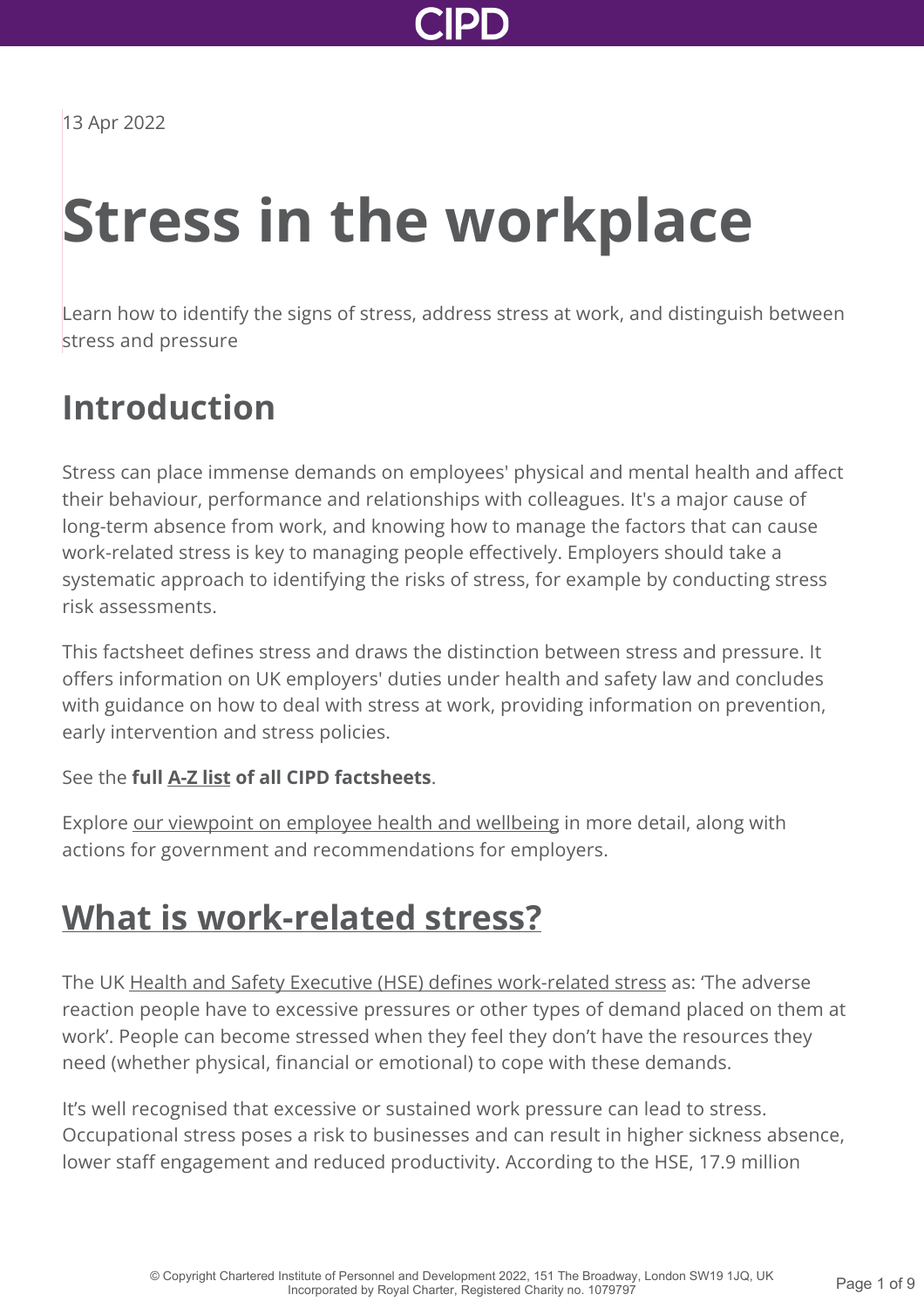13 Apr 2022

# Stress in the workplace

Learn how to identify the signs of stress, address stress at work, and distinguish between stress and pressure

## Introduction

Stress can place immense demands on employees' physical and mental health and affect their behaviour, performance and relationships with colleagues. It's a major cause of long-term absence from work, and knowing how to manage the factors that can cause work-related stress is key to managing people effectively. Employers should take a systematic approach to identifying the risks of stress, for example by conducting stress risk assessments.

This factsheet defines stress and draws the distinction between stress and pressure. It offers information on UK employers' duties under health and safety law and concludes with guidance on how to deal with stress at work, providing information on prevention, early intervention and stress policies.

See the **full A-Z list of all CIPD factsheets**.

Explore our viewpoint on employee health and wellbeing in more detail, along with actions for government and recommendations for employers.

## What is work-related stress?

The UK Health and Safety Executive (HSE) defines work-related stress as: 'The adverse reaction people have to excessive pressures or other types of demand placed on them at work'. People can become stressed when they feel they don't have the resources they need (whether physical, financial or emotional) to cope with these demands.

It's well recognised that excessive or sustained work pressure can lead to stress. Occupational stress poses a risk to businesses and can result in higher sickness absence, lower staff engagement and reduced productivity. According to the HSE, 17.9 million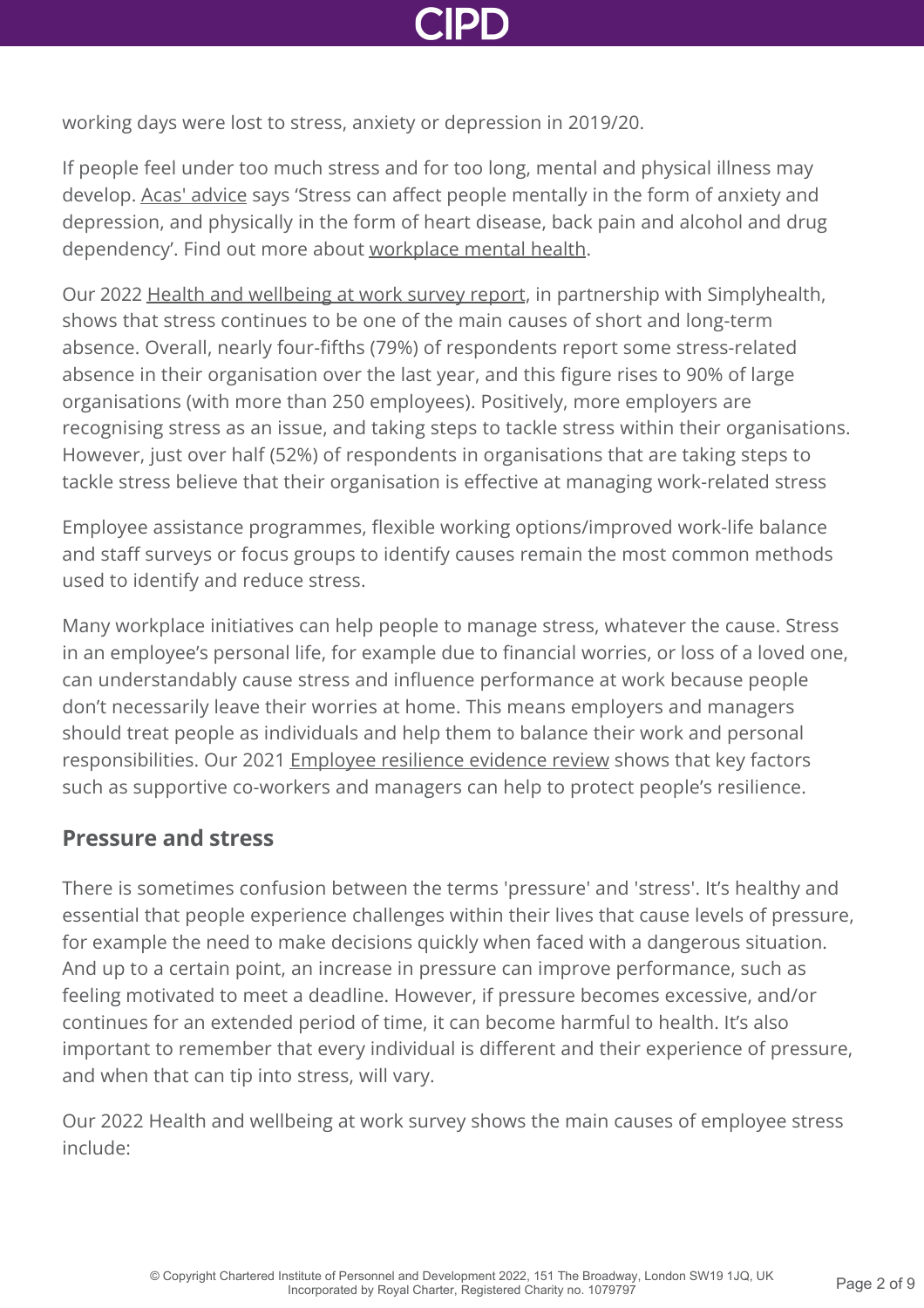working days were lost to stress, anxiety or depression in 2019/20.

If people feel under too much stress and for too long, mental and physical illness may develop. Acas' advice says 'Stress can affect people mentally in the form of anxiety and depression, and physically in the form of heart disease, back pain and alcohol and drug dependency'. Find out more about workplace mental health.

Our 2022 Health and wellbeing at work survey report, in partnership with Simplyhealth, shows that stress continues to be one of the main causes of short and long-term absence. Overall, nearly four-fifths (79%) of respondents report some stress-related absence in their organisation over the last year, and this figure rises to 90% of large organisations (with more than 250 employees). Positively, more employers are recognising stress as an issue, and taking steps to tackle stress within their organisations. However, just over half (52%) of respondents in organisations that are taking steps to tackle stress believe that their organisation is effective at managing work-related stress

Employee assistance programmes, flexible working options/improved work-life balance and staff surveys or focus groups to identify causes remain the most common methods used to identify and reduce stress.

Many workplace initiatives can help people to manage stress, whatever the cause. Stress in an employee's personal life, for example due to financial worries, or loss of a loved one, can understandably cause stress and influence performance at work because people don't necessarily leave their worries at home. This means employers and managers should treat people as individuals and help them to balance their work and personal responsibilities. Our 2021 Employee resilience evidence review shows that key factors such as supportive co-workers and managers can help to protect people's resilience.

## Pressure and stress

There is sometimes confusion between the terms 'pressure' and 'stress'. It's healthy and essential that people experience challenges within their lives that cause levels of pressure, for example the need to make decisions quickly when faced with a dangerous situation. And up to a certain point, an increase in pressure can improve performance, such as feeling motivated to meet a deadline. However, if pressure becomes excessive, and/or continues for an extended period of time, it can become harmful to health. It's also important to remember that every individual is different and their experience of pressure, and when that can tip into stress, will vary.

Our 2022 Health and wellbeing at work survey shows the main causes of employee stress include: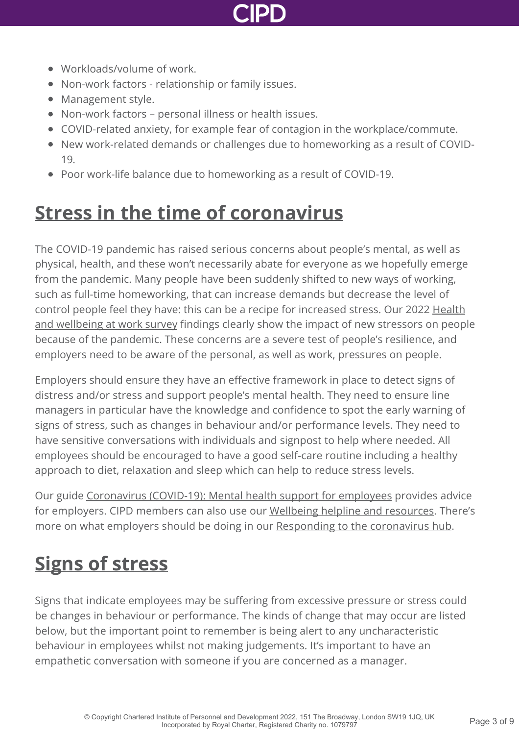- Workloads/volume of work.
- Non-work factors - relationship or family issues.
- Management style.
- Non-work factors – personal illness or health issues.
- COVID-related anxiety, for example fear of contagion in the workplace/commute.
- New work-related demands or challenges due to homeworking as a result of COVID-19.
- Poor work-life balance due to homeworking as a result of COVID-19.

## Stress in the time of coronavirus

The COVID-19 pandemic has raised serious concerns about people's mental, as well as physical, health, and these won't necessarily abate for everyone as we hopefully emerge from the pandemic. Many people have been suddenly shifted to new ways of working, such as full-time homeworking, that can increase demands but decrease the level of control people feel they have: this can be a recipe for increased stress. Our 2022 Health and wellbeing at work survey findings clearly show the impact of new stressors on people because of the pandemic. These concerns are a severe test of people's resilience, and employers need to be aware of the personal, as well as work, pressures on people.

Employers should ensure they have an effective framework in place to detect signs of distress and/or stress and support people's mental health. They need to ensure line managers in particular have the knowledge and confidence to spot the early warning of signs of stress, such as changes in behaviour and/or performance levels. They need to have sensitive conversations with individuals and signpost to help where needed. All employees should be encouraged to have a good self-care routine including a healthy approach to diet, relaxation and sleep which can help to reduce stress levels.

Our guide Coronavirus (COVID-19): Mental health support for employees provides advice for employers. CIPD members can also use our Wellbeing helpline and resources. There's more on what employers should be doing in our Responding to the coronavirus hub.

## Signs of stress

Signs that indicate employees may be suffering from excessive pressure or stress could be changes in behaviour or performance. The kinds of change that may occur are listed below, but the important point to remember is being alert to any uncharacteristic behaviour in employees whilst not making judgements. It's important to have an empathetic conversation with someone if you are concerned as a manager.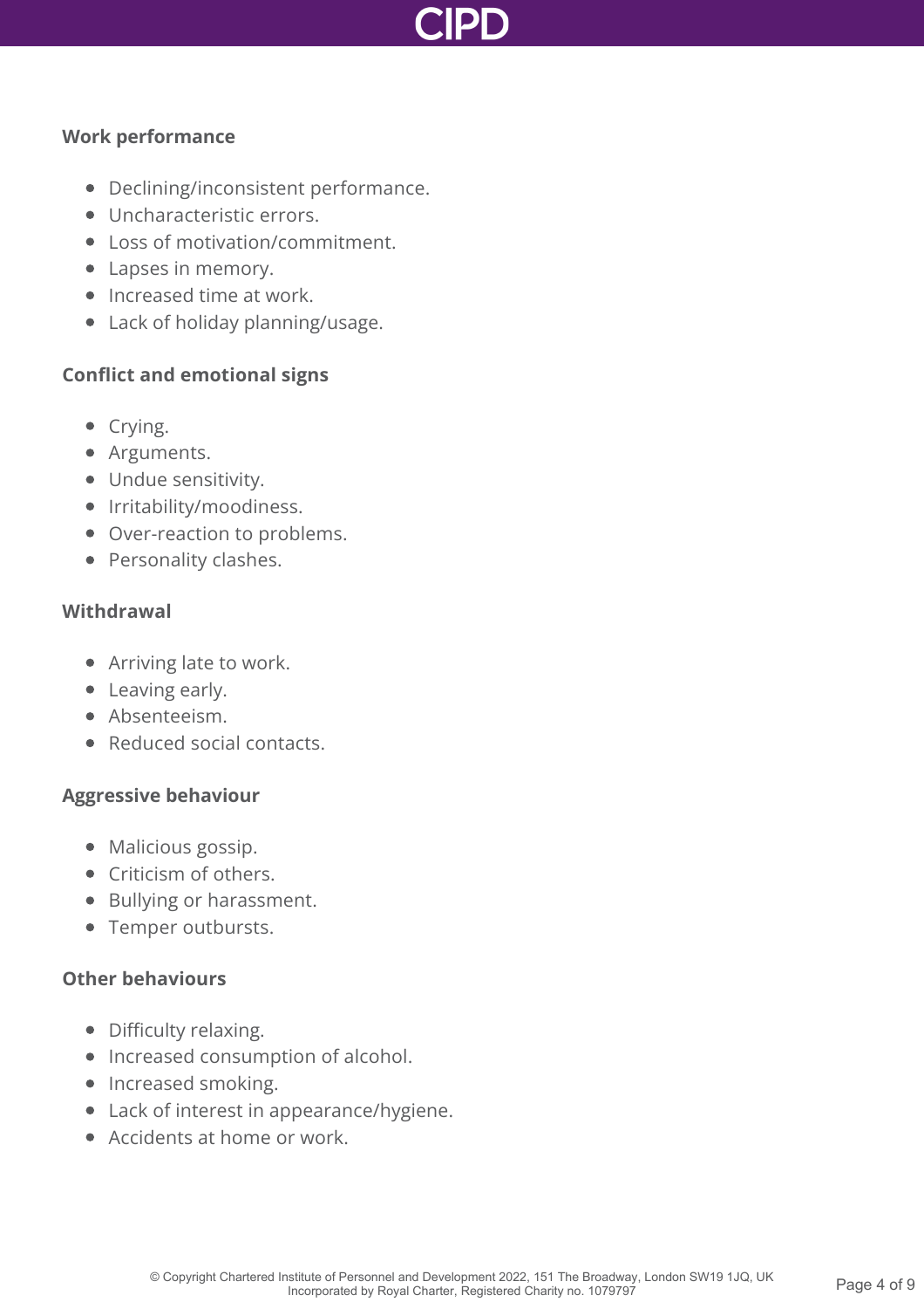### Work performance

- Declining/inconsistent performance.
- Uncharacteristic errors.
- Loss of motivation/commitment.
- Lapses in memory.
- Increased time at work.
- Lack of holiday planning/usage.

### Conflict and emotional signs

- Crying.
- Arguments.
- Undue sensitivity.
- Irritability/moodiness.
- Over-reaction to problems.
- Personality clashes.

### Withdrawal

- Arriving late to work.
- Leaving early.
- Absenteeism.
- Reduced social contacts.

### Aggressive behaviour

- Malicious gossip.
- Criticism of others.
- Bullying or harassment.
- Temper outbursts.

### Other behaviours

- Difficulty relaxing.
- Increased consumption of alcohol.
- Increased smoking.
- Lack of interest in appearance/hygiene.
- Accidents at home or work.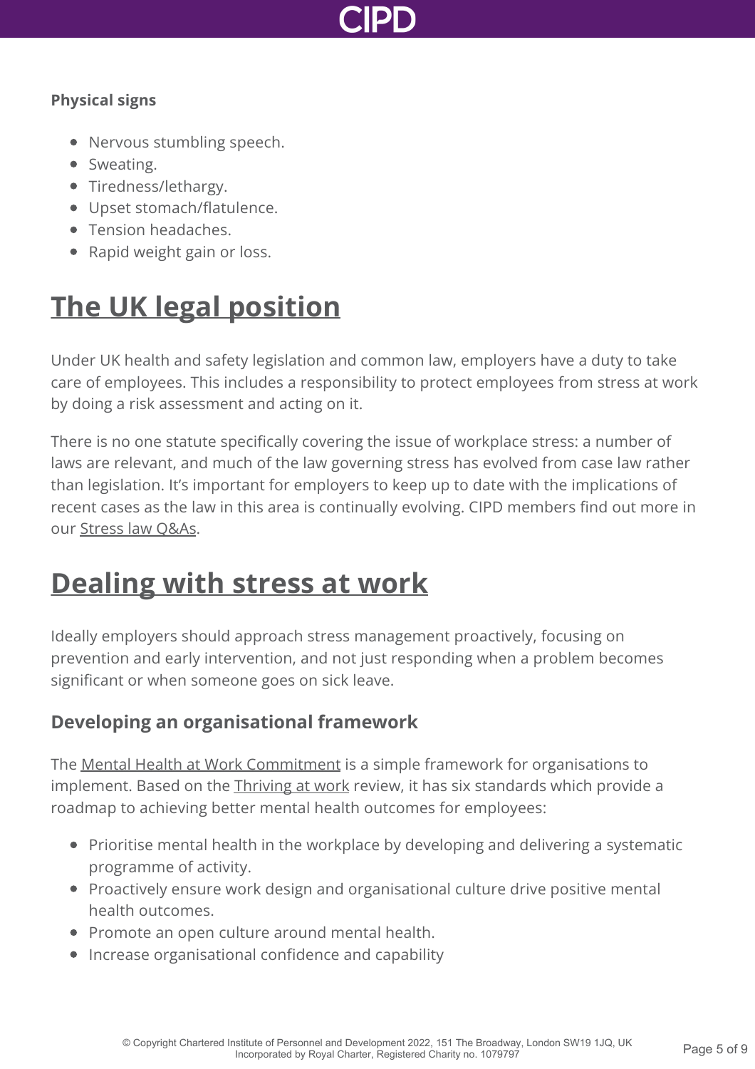**Physical signs**

- Nervous stumbling speech.
- Sweating.
- Tiredness/lethargy.
- Upset stomach/flatulence.
- Tension headaches.
- Rapid weight gain or loss.

## The UK legal position

Under UK health and safety legislation and common law, employers have a duty to take care of employees. This includes a responsibility to protect employees from stress at work by doing a risk assessment and acting on it.

There is no one statute specifically covering the issue of workplace stress: a number of laws are relevant, and much of the law governing stress has evolved from case law rather than legislation. It's important for employers to keep up to date with the implications of recent cases as the law in this area is continually evolving. CIPD members find out more in our Stress law Q&As.

## Dealing with stress at work

Ideally employers should approach stress management proactively, focusing on prevention and early intervention, and not just responding when a problem becomes significant or when someone goes on sick leave.

### Developing an organisational framework

The Mental Health at Work Commitment is a simple framework for organisations to implement. Based on the Thriving at work review, it has six standards which provide a roadmap to achieving better mental health outcomes for employees:

- Prioritise mental health in the workplace by developing and delivering a systematic programme of activity.
- Proactively ensure work design and organisational culture drive positive mental health outcomes.
- Promote an open culture around mental health.
- Increase organisational confidence and capability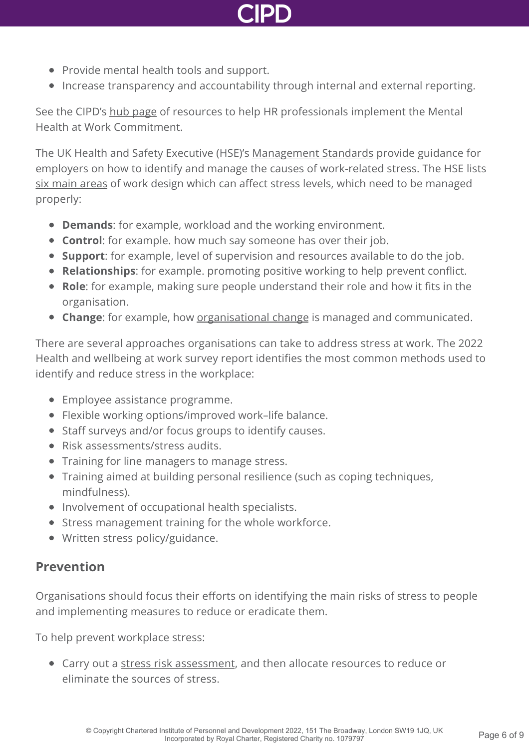- Provide mental health tools and support.
- Increase transparency and accountability through internal and external reporting.

See the CIPD's hub page of resources to help HR professionals implement the Mental Health at Work Commitment.

The UK Health and Safety Executive (HSE)'s Management Standards provide guidance for employers on how to identify and manage the causes of work-related stress. The HSE lists six main areas of work design which can affect stress levels, which need to be managed properly:

- **Demands**: for example, workload and the working environment.
- **Control**: for example. how much say someone has over their job.
- **Support**: for example, level of supervision and resources available to do the job.
- **Relationships**: for example. promoting positive working to help prevent conflict.
- **Role**: for example, making sure people understand their role and how it fits in the organisation.
- **Change**: for example, how organisational change is managed and communicated.

There are several approaches organisations can take to address stress at work. The 2022 Health and wellbeing at work survey report identifies the most common methods used to identify and reduce stress in the workplace:

- Employee assistance programme.
- Flexible working options/improved work–life balance.
- Staff surveys and/or focus groups to identify causes.
- Risk assessments/stress audits.
- Training for line managers to manage stress.
- Training aimed at building personal resilience (such as coping techniques, mindfulness).
- Involvement of occupational health specialists.
- Stress management training for the whole workforce.
- Written stress policy/guidance.

## Prevention

Organisations should focus their efforts on identifying the main risks of stress to people and implementing measures to reduce or eradicate them.

To help prevent workplace stress:

- Carry out a stress risk assessment, and then allocate resources to reduce or eliminate the sources of stress.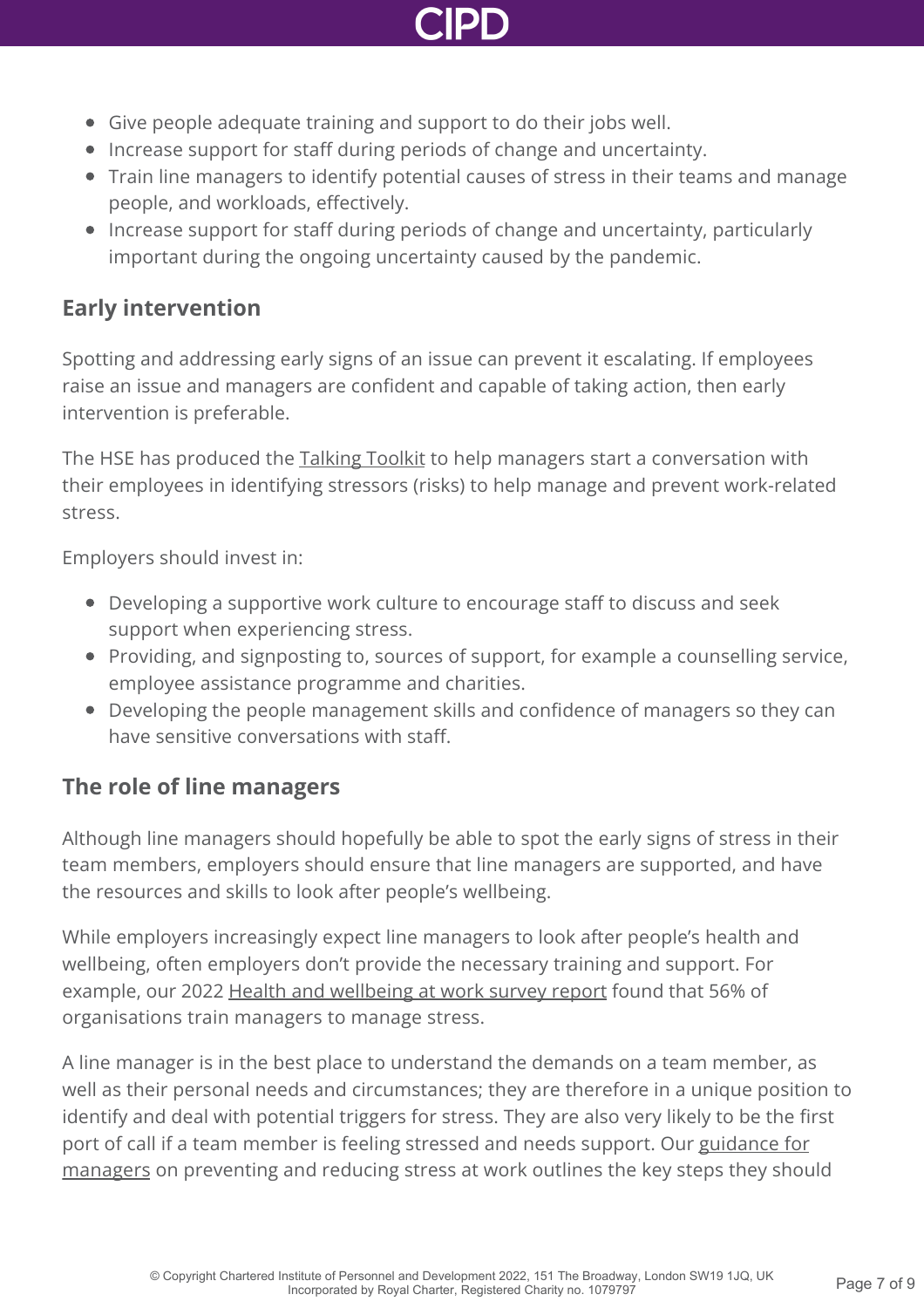- Give people adequate training and support to do their jobs well.
- Increase support for staff during periods of change and uncertainty.
- Train line managers to identify potential causes of stress in their teams and manage people, and workloads, effectively.
- Increase support for staff during periods of change and uncertainty, particularly important during the ongoing uncertainty caused by the pandemic.

## Early intervention

Spotting and addressing early signs of an issue can prevent it escalating. If employees raise an issue and managers are confident and capable of taking action, then early intervention is preferable.

The HSE has produced the Talking Toolkit to help managers start a conversation with their employees in identifying stressors (risks) to help manage and prevent work-related stress.

Employers should invest in:

- Developing a supportive work culture to encourage staff to discuss and seek support when experiencing stress.
- Providing, and signposting to, sources of support, for example a counselling service, employee assistance programme and charities.
- Developing the people management skills and confidence of managers so they can have sensitive conversations with staff.

## The role of line managers

Although line managers should hopefully be able to spot the early signs of stress in their team members, employers should ensure that line managers are supported, and have the resources and skills to look after people's wellbeing.

While employers increasingly expect line managers to look after people's health and wellbeing, often employers don't provide the necessary training and support. For example, our 2022 Health and wellbeing at work survey report found that 56% of organisations train managers to manage stress.

A line manager is in the best place to understand the demands on a team member, as well as their personal needs and circumstances; they are therefore in a unique position to identify and deal with potential triggers for stress. They are also very likely to be the first port of call if a team member is feeling stressed and needs support. Our guidance for managers on preventing and reducing stress at work outlines the key steps they should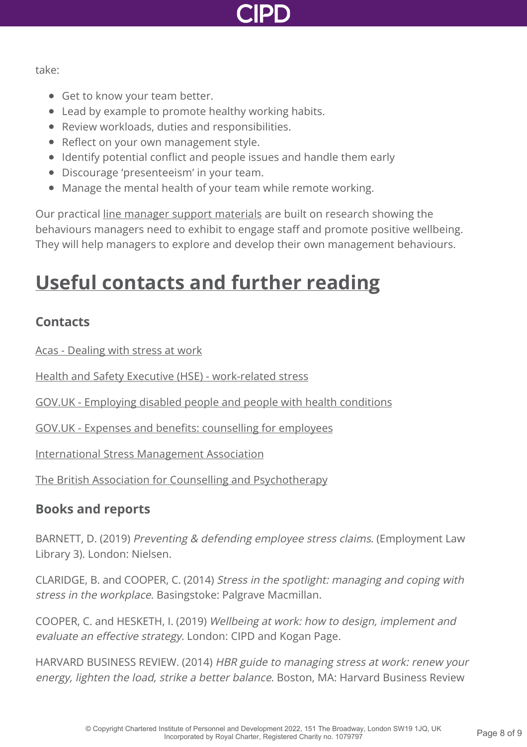take:

- Get to know your team better.
- Lead by example to promote healthy working habits.
- Review workloads, duties and responsibilities.
- Reflect on your own management style.
- Identify potential conflict and people issues and handle them early
- Discourage 'presenteeism' in your team.
- Manage the mental health of your team while remote working.

Our practical line manager support materials are built on research showing the behaviours managers need to exhibit to engage staff and promote positive wellbeing. They will help managers to explore and develop their own management behaviours.

## Useful contacts and further reading

### Contacts

Acas - Dealing with stress at work

Health and Safety Executive (HSE) - work-related stress

GOV.UK - Employing disabled people and people with health conditions

GOV.UK - Expenses and benefits: counselling for employees

International Stress Management Association

The British Association for Counselling and Psychotherapy

### Books and reports

BARNETT, D. (2019) *Preventing & defending employee stress claims*. (Employment Law Library 3). London: Nielsen.

CLARIDGE, B. and COOPER, C. (2014) *Stress in the spotlight: managing and coping with stress in the workplace*. Basingstoke: Palgrave Macmillan.

COOPER, C. and HESKETH, I. (2019) *Wellbeing at work: how to design, implement and evaluate an effective strategy.* London: CIPD and Kogan Page.

HARVARD BUSINESS REVIEW. (2014) *HBR guide to managing stress at work: renew your energy, lighten the load, strike a better balance*. Boston, MA: Harvard Business Review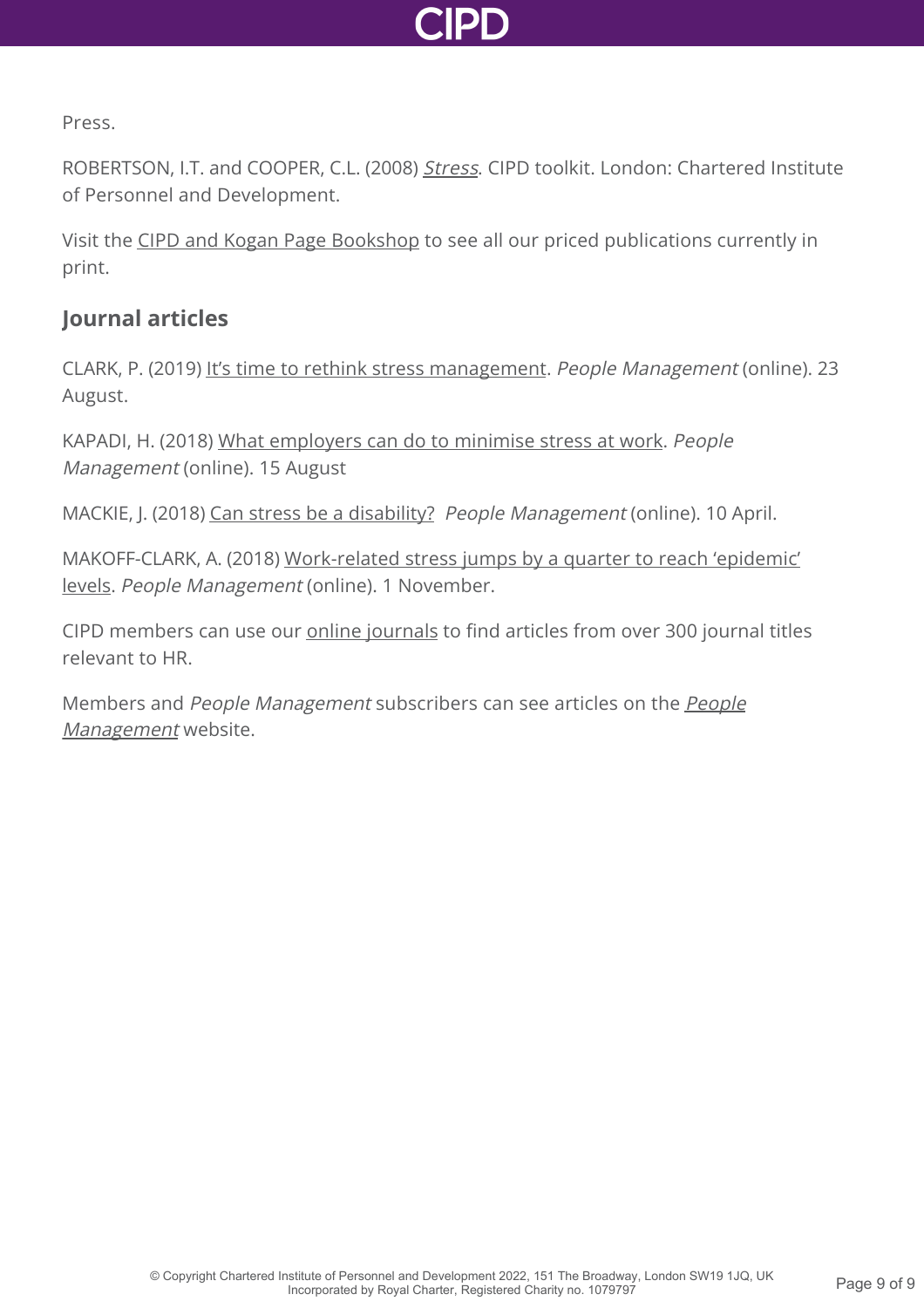Press.

ROBERTSON, I.T. and COOPER, C.L. (2008) *Stress*. CIPD toolkit. London: Chartered Institute of Personnel and Development.

Visit the CIPD and Kogan Page Bookshop to see all our priced publications currently in print.

### Journal articles

CLARK, P. (2019) It's time to rethink stress management. *People Management* (online). 23 August.

KAPADI, H. (2018) What employers can do to minimise stress at work. *People Management* (online). 15 August

MACKIE, J. (2018) Can stress be a disability? *People Management* (online). 10 April.

MAKOFF-CLARK, A. (2018) Work-related stress jumps by a quarter to reach 'epidemic' levels. *People Management* (online). 1 November.

CIPD members can use our online journals to find articles from over 300 journal titles relevant to HR.

Members and *People Management* subscribers can see articles on the *People Management* website.